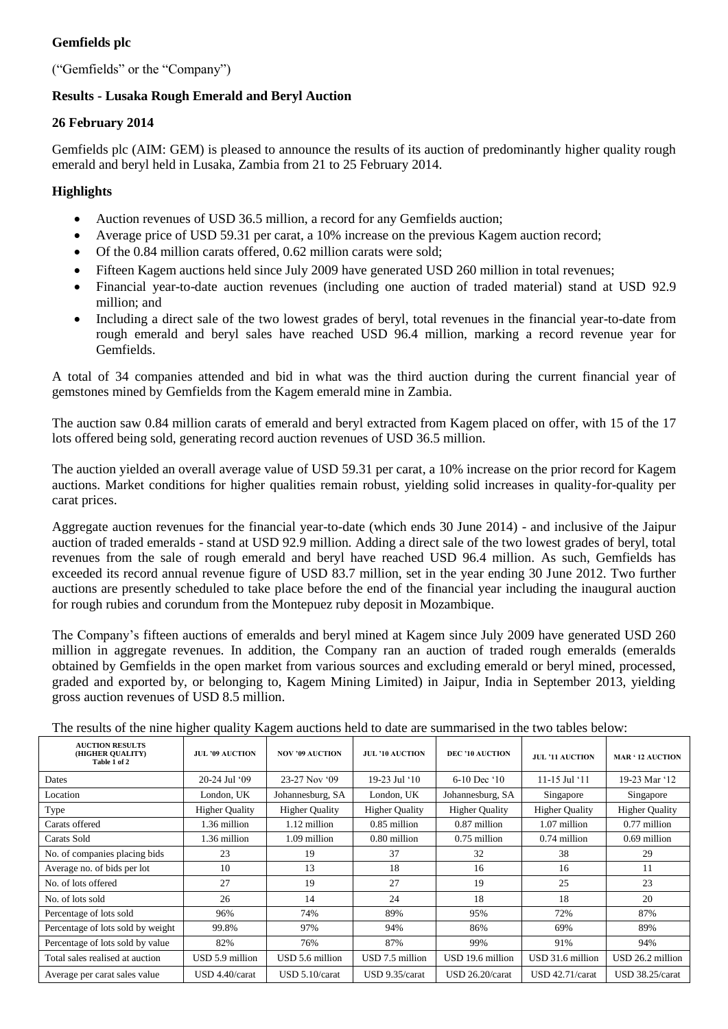**Gemfields plc**

("Gemfields" or the "Company")

**Results - Lusaka Rough Emerald and Beryl Auction**

**26 February 2014**

Gemfields plc (AIM: GEM) is pleased to announce the results of its auction of predominantly higher quality rough emerald and beryl held in Lusaka, Zambia from 21 to 25 February 2014.

**Highlights**

- Auction revenues of USD 36.5 million, a record for any Gemfields auction;
- Average price of USD 59.31 per carat, a 10% increase on the previous Kagem auction record;
- Of the 0.84 million carats offered, 0.62 million carats were sold;
- Fifteen Kagem auctions held since July 2009 have generated USD 260 million in total revenues;
- Financial year-to-date auction revenues (including one auction of traded material) stand at USD 92.9 million; and
- Including a direct sale of the two lowest grades of beryl, total revenues in the financial year-to-date from rough emerald and beryl sales have reached USD 96.4 million, marking a record revenue year for Gemfields.

A total of 34 companies attended and bid in what was the third auction during the current financial year of gemstones mined by Gemfields from the Kagem emerald mine in Zambia.

The auction saw 0.84 million carats of emerald and beryl extracted from Kagem placed on offer, with 15 of the 17 lots offered being sold, generating record auction revenues of USD 36.5 million.

The auction yielded an overall average value of USD 59.31 per carat, a 10% increase on the prior record for Kagem auctions. Market conditions for higher qualities remain robust, yielding solid increases in quality-for-quality per carat prices.

Aggregate auction revenues for the financial year-to-date (which ends 30 June 2014) - and inclusive of the Jaipur auction of traded emeralds - stand at USD 92.9 million. Adding a direct sale of the two lowest grades of beryl, total revenues from the sale of rough emerald and beryl have reached USD 96.4 million. As such, Gemfields has exceeded its record annual revenue figure of USD 83.7 million, set in the year ending 30 June 2012. Two further auctions are presently scheduled to take place before the end of the financial year including the inaugural auction for rough rubies and corundum from the Montepuez ruby deposit in Mozambique.

The Company's fifteen auctions of emeralds and beryl mined at Kagem since July 2009 have generated USD 260 million in aggregate revenues. In addition, the Company ran an auction of traded rough emeralds (emeralds obtained by Gemfields in the open market from various sources and excluding emerald or beryl mined, processed, graded and exported by, or belonging to, Kagem Mining Limited) in Jaipur, India in September 2013, yielding gross auction revenues of USD 8.5 million.

The results of the nine higher quality Kagem auctions held to date are summarised in the two tables below:

| AUCTION RESULTS (HIGHER QUALITY) Table 1 of 2 | JUL '09 AUCTION | NOV '09 AUCTION | JUL '10 AUCTION | DEC '10 AUCTION | JUL '11 AUCTION | MAR '12 AUCTION |
|---|---|---|---|---|---|---|
| Dates | 20-24 Jul '09 | 23-27 Nov '09 | 19-23 Jul '10 | 6-10 Dec '10 | 11-15 Jul '11 | 19-23 Mar '12 |
| Location | London, UK | Johannesburg, SA | London, UK | Johannesburg, SA | Singapore | Singapore |
| Type | Higher Quality | Higher Quality | Higher Quality | Higher Quality | Higher Quality | Higher Quality |
| Carats offered | 1.36 million | 1.12 million | 0.85 million | 0.87 million | 1.07 million | 0.77 million |
| Carats Sold | 1.36 million | 1.09 million | 0.80 million | 0.75 million | 0.74 million | 0.69 million |
| No. of companies placing bids | 23 | 19 | 37 | 32 | 38 | 29 |
| Average no. of bids per lot | 10 | 13 | 18 | 16 | 16 | 11 |
| No. of lots offered | 27 | 19 | 27 | 19 | 25 | 23 |
| No. of lots sold | 26 | 14 | 24 | 18 | 18 | 20 |
| Percentage of lots sold | 96% | 74% | 89% | 95% | 72% | 87% |
| Percentage of lots sold by weight | 99.8% | 97% | 94% | 86% | 69% | 89% |
| Percentage of lots sold by value | 82% | 76% | 87% | 99% | 91% | 94% |
| Total sales realised at auction | USD 5.9 million | USD 5.6 million | USD 7.5 million | USD 19.6 million | USD 31.6 million | USD 26.2 million |
| Average per carat sales value | USD 4.40/carat | USD 5.10/carat | USD 9.35/carat | USD 26.20/carat | USD 42.71/carat | USD 38.25/carat |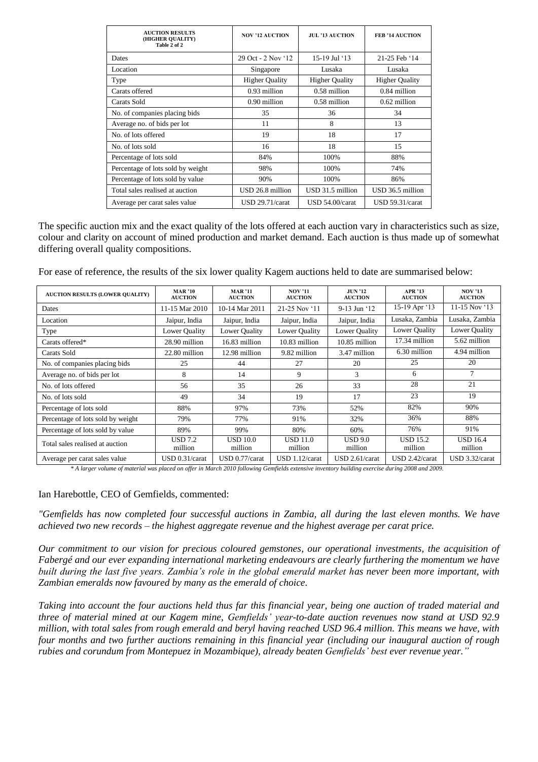| AUCTION RESULTS (HIGHER QUALITY) Table 2 of 2 | NOV '12 AUCTION | JUL '13 AUCTION | FEB '14 AUCTION |
|---|---|---|---|
| Dates | 29 Oct - 2 Nov '12 | 15-19 Jul '13 | 21-25 Feb '14 |
| Location | Singapore | Lusaka | Lusaka |
| Type | Higher Quality | Higher Quality | Higher Quality |
| Carats offered | 0.93 million | 0.58 million | 0.84 million |
| Carats Sold | 0.90 million | 0.58 million | 0.62 million |
| No. of companies placing bids | 35 | 36 | 34 |
| Average no. of bids per lot | 11 | 8 | 13 |
| No. of lots offered | 19 | 18 | 17 |
| No. of lots sold | 16 | 18 | 15 |
| Percentage of lots sold | 84% | 100% | 88% |
| Percentage of lots sold by weight | 98% | 100% | 74% |
| Percentage of lots sold by value | 90% | 100% | 86% |
| Total sales realised at auction | USD 26.8 million | USD 31.5 million | USD 36.5 million |
| Average per carat sales value | USD 29.71/carat | USD 54.00/carat | USD 59.31/carat |

The specific auction mix and the exact quality of the lots offered at each auction vary in characteristics such as size, colour and clarity on account of mined production and market demand. Each auction is thus made up of somewhat differing overall quality compositions.

For ease of reference, the results of the six lower quality Kagem auctions held to date are summarised below:

| AUCTION RESULTS (LOWER QUALITY) | MAR '10 AUCTION | MAR '11 AUCTION | NOV '11 AUCTION | JUN '12 AUCTION | APR '13 AUCTION | NOV '13 AUCTION |
|---|---|---|---|---|---|---|
| Dates | 11-15 Mar 2010 | 10-14 Mar 2011 | 21-25 Nov '11 | 9-13 Jun '12 | 15-19 Apr '13 | 11-15 Nov '13 |
| Location | Jaipur, India | Jaipur, India | Jaipur, India | Jaipur, India | Lusaka, Zambia | Lusaka, Zambia |
| Type | Lower Quality | Lower Quality | Lower Quality | Lower Quality | Lower Quality | Lower Quality |
| Carats offered* | 28.90 million | 16.83 million | 10.83 million | 10.85 million | 17.34 million | 5.62 million |
| Carats Sold | 22.80 million | 12.98 million | 9.82 million | 3.47 million | 6.30 million | 4.94 million |
| No. of companies placing bids | 25 | 44 | 27 | 20 | 25 | 20 |
| Average no. of bids per lot | 8 | 14 | 9 | 3 | 6 | 7 |
| No. of lots offered | 56 | 35 | 26 | 33 | 28 | 21 |
| No. of lots sold | 49 | 34 | 19 | 17 | 23 | 19 |
| Percentage of lots sold | 88% | 97% | 73% | 52% | 82% | 90% |
| Percentage of lots sold by weight | 79% | 77% | 91% | 32% | 36% | 88% |
| Percentage of lots sold by value | 89% | 99% | 80% | 60% | 76% | 91% |
| Total sales realised at auction | USD 7.2 million | USD 10.0 million | USD 11.0 million | USD 9.0 million | USD 15.2 million | USD 16.4 million |
| Average per carat sales value | USD 0.31/carat | USD 0.77/carat | USD 1.12/carat | USD 2.61/carat | USD 2.42/carat | USD 3.32/carat |

*\* A larger volume of material was placed on offer in March 2010 following Gemfields extensive inventory building exercise during 2008 and 2009.*

Ian Harebottle, CEO of Gemfields, commented:

*"Gemfields has now completed four successful auctions in Zambia, all during the last eleven months. We have achieved two new records – the highest aggregate revenue and the highest average per carat price.*

*Our commitment to our vision for precious coloured gemstones, our operational investments, the acquisition of Fabergé and our ever expanding international marketing endeavours are clearly furthering the momentum we have built during the last five years. Zambia's role in the global emerald market has never been more important, with Zambian emeralds now favoured by many as the emerald of choice.*

*Taking into account the four auctions held thus far this financial year, being one auction of traded material and three of material mined at our Kagem mine, Gemfields' year-to-date auction revenues now stand at USD 92.9 million, with total sales from rough emerald and beryl having reached USD 96.4 million. This means we have, with four months and two further auctions remaining in this financial year (including our inaugural auction of rough rubies and corundum from Montepuez in Mozambique), already beaten Gemfields' best ever revenue year."*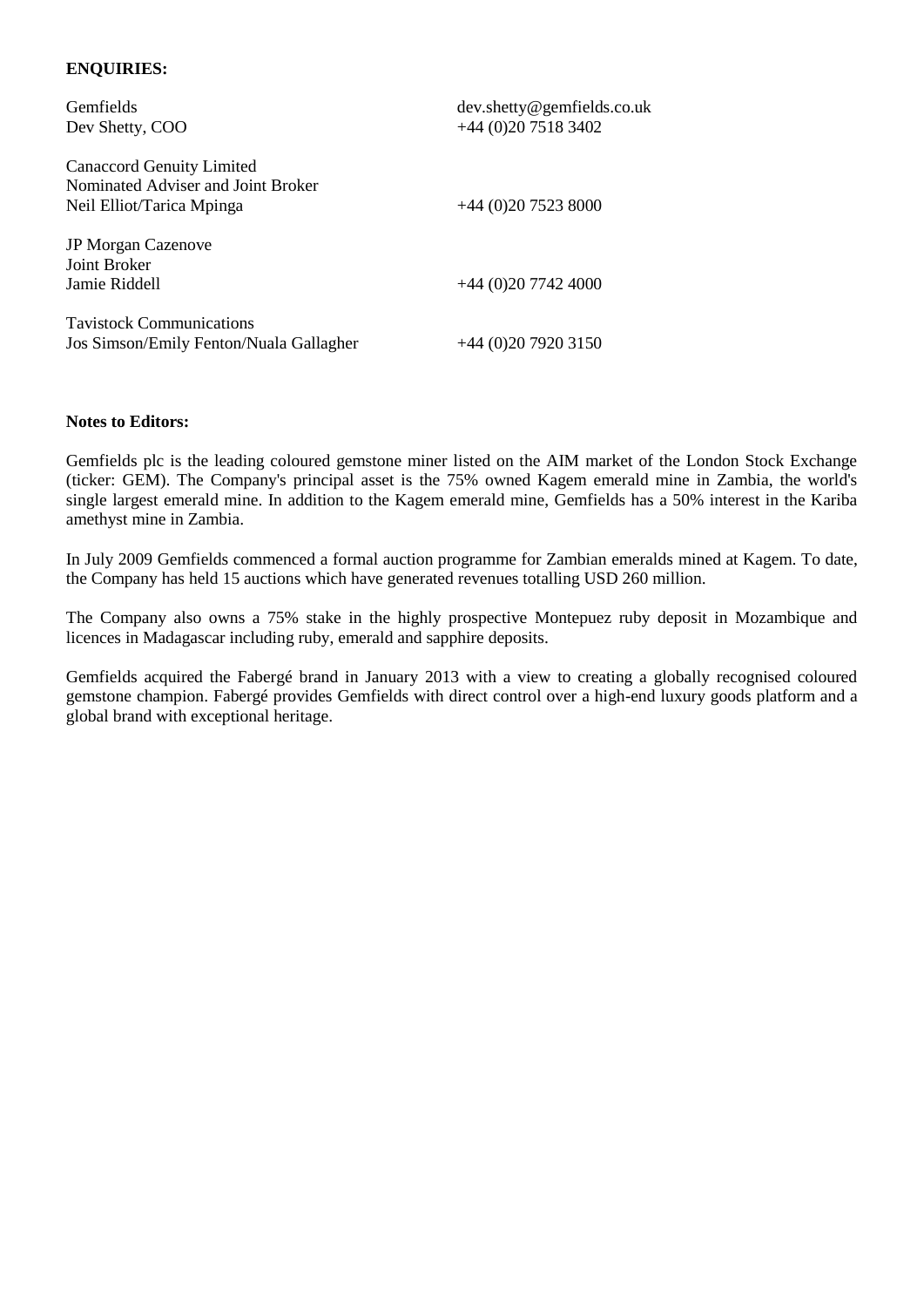**ENQUIRIES:**

| | |
|---|---|
| Gemfields<br>Dev Shetty, COO | dev.shetty@gemfields.co.uk<br>+44 (0)20 7518 3402 |
| Canaccord Genuity Limited<br>Nominated Adviser and Joint Broker<br>Neil Elliot/Tarica Mpinga | +44 (0)20 7523 8000 |
| JP Morgan Cazenove<br>Joint Broker<br>Jamie Riddell | +44 (0)20 7742 4000 |
| Tavistock Communications<br>Jos Simson/Emily Fenton/Nuala Gallagher | +44 (0)20 7920 3150 |

**Notes to Editors:**

Gemfields plc is the leading coloured gemstone miner listed on the AIM market of the London Stock Exchange (ticker: GEM). The Company's principal asset is the 75% owned Kagem emerald mine in Zambia, the world's single largest emerald mine. In addition to the Kagem emerald mine, Gemfields has a 50% interest in the Kariba amethyst mine in Zambia.

In July 2009 Gemfields commenced a formal auction programme for Zambian emeralds mined at Kagem. To date, the Company has held 15 auctions which have generated revenues totalling USD 260 million.

The Company also owns a 75% stake in the highly prospective Montepuez ruby deposit in Mozambique and licences in Madagascar including ruby, emerald and sapphire deposits.

Gemfields acquired the Fabergé brand in January 2013 with a view to creating a globally recognised coloured gemstone champion. Fabergé provides Gemfields with direct control over a high-end luxury goods platform and a global brand with exceptional heritage.